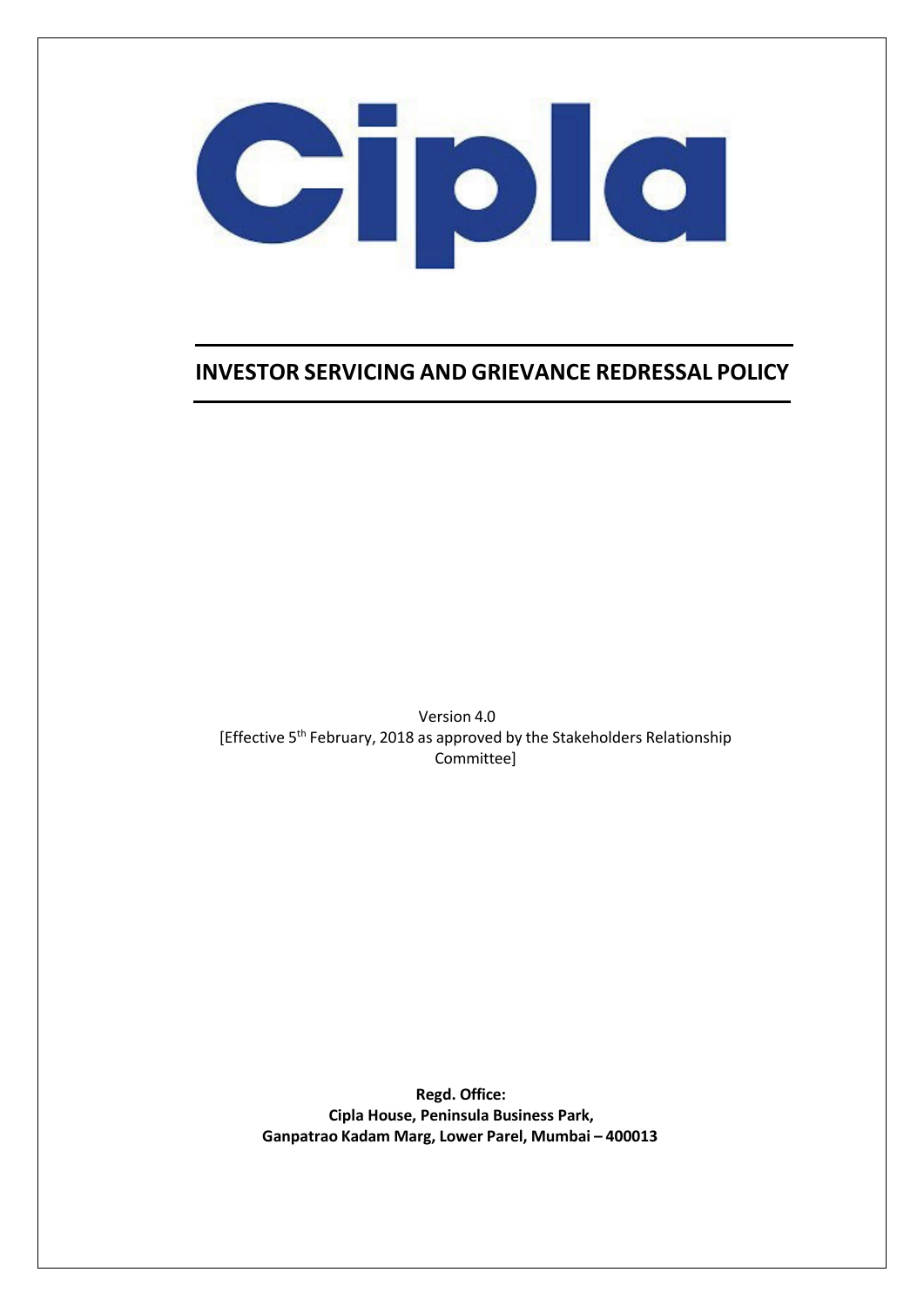Cipla

# INVESTOR SERVICING AND GRIEVANCE REDRESSAL POLICY

Version 4.0
[Effective 5th February, 2018 as approved by the Stakeholders Relationship Committee]

**Regd. Office:**
**Cipla House, Peninsula Business Park,**
**Ganpatrao Kadam Marg, Lower Parel, Mumbai – 400013**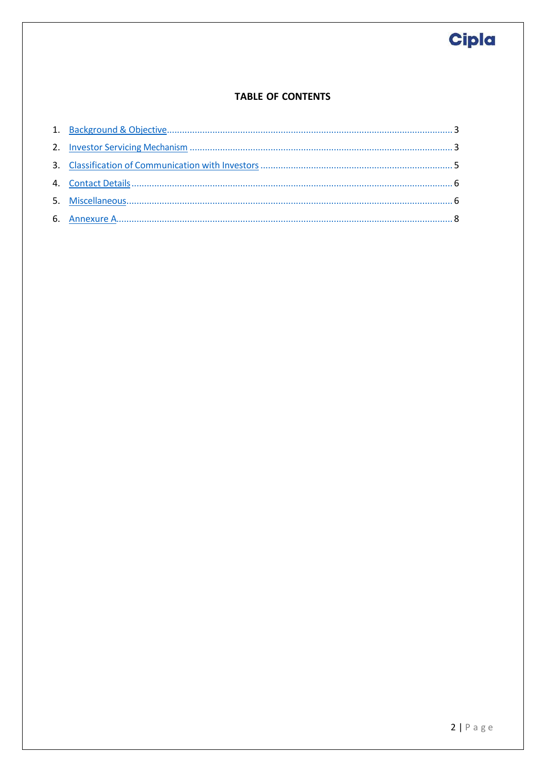## TABLE OF CONTENTS

1. Background & Objective .......... 3
2. Investor Servicing Mechanism .......... 3
3. Classification of Communication with Investors .......... 5
4. Contact Details .......... 6
5. Miscellaneous .......... 6
6. Annexure A .......... 8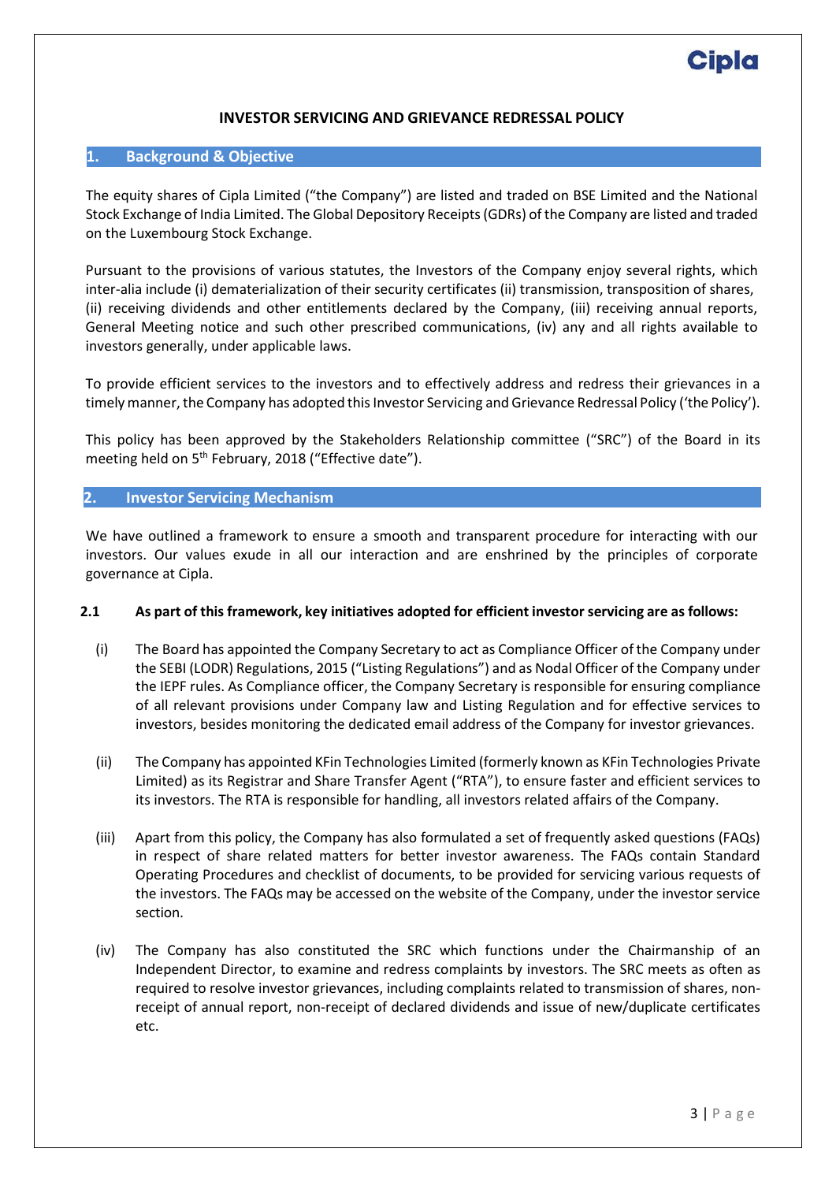# INVESTOR SERVICING AND GRIEVANCE REDRESSAL POLICY

## 1. Background & Objective

The equity shares of Cipla Limited ("the Company") are listed and traded on BSE Limited and the National Stock Exchange of India Limited. The Global Depository Receipts (GDRs) of the Company are listed and traded on the Luxembourg Stock Exchange.

Pursuant to the provisions of various statutes, the Investors of the Company enjoy several rights, which inter-alia include (i) dematerialization of their security certificates (ii) transmission, transposition of shares, (ii) receiving dividends and other entitlements declared by the Company, (iii) receiving annual reports, General Meeting notice and such other prescribed communications, (iv) any and all rights available to investors generally, under applicable laws.

To provide efficient services to the investors and to effectively address and redress their grievances in a timely manner, the Company has adopted this Investor Servicing and Grievance Redressal Policy ('the Policy').

This policy has been approved by the Stakeholders Relationship committee ("SRC") of the Board in its meeting held on 5th February, 2018 ("Effective date").

## 2. Investor Servicing Mechanism

We have outlined a framework to ensure a smooth and transparent procedure for interacting with our investors. Our values exude in all our interaction and are enshrined by the principles of corporate governance at Cipla.

### 2.1 As part of this framework, key initiatives adopted for efficient investor servicing are as follows:

(i) The Board has appointed the Company Secretary to act as Compliance Officer of the Company under the SEBI (LODR) Regulations, 2015 ("Listing Regulations") and as Nodal Officer of the Company under the IEPF rules. As Compliance officer, the Company Secretary is responsible for ensuring compliance of all relevant provisions under Company law and Listing Regulation and for effective services to investors, besides monitoring the dedicated email address of the Company for investor grievances.

(ii) The Company has appointed KFin Technologies Limited (formerly known as KFin Technologies Private Limited) as its Registrar and Share Transfer Agent ("RTA"), to ensure faster and efficient services to its investors. The RTA is responsible for handling, all investors related affairs of the Company.

(iii) Apart from this policy, the Company has also formulated a set of frequently asked questions (FAQs) in respect of share related matters for better investor awareness. The FAQs contain Standard Operating Procedures and checklist of documents, to be provided for servicing various requests of the investors. The FAQs may be accessed on the website of the Company, under the investor service section.

(iv) The Company has also constituted the SRC which functions under the Chairmanship of an Independent Director, to examine and redress complaints by investors. The SRC meets as often as required to resolve investor grievances, including complaints related to transmission of shares, non-receipt of annual report, non-receipt of declared dividends and issue of new/duplicate certificates etc.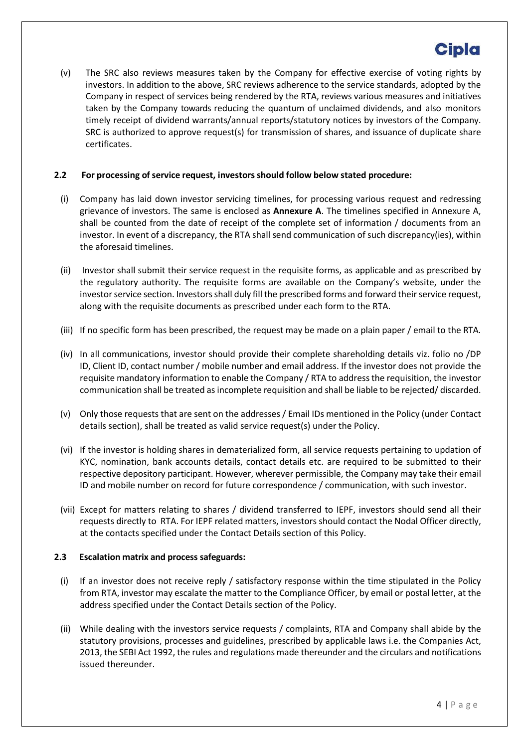(v) The SRC also reviews measures taken by the Company for effective exercise of voting rights by investors. In addition to the above, SRC reviews adherence to the service standards, adopted by the Company in respect of services being rendered by the RTA, reviews various measures and initiatives taken by the Company towards reducing the quantum of unclaimed dividends, and also monitors timely receipt of dividend warrants/annual reports/statutory notices by investors of the Company. SRC is authorized to approve request(s) for transmission of shares, and issuance of duplicate share certificates.

### 2.2 For processing of service request, investors should follow below stated procedure:

(i) Company has laid down investor servicing timelines, for processing various request and redressing grievance of investors. The same is enclosed as **Annexure A**. The timelines specified in Annexure A, shall be counted from the date of receipt of the complete set of information / documents from an investor. In event of a discrepancy, the RTA shall send communication of such discrepancy(ies), within the aforesaid timelines.

(ii) Investor shall submit their service request in the requisite forms, as applicable and as prescribed by the regulatory authority. The requisite forms are available on the Company's website, under the investor service section. Investors shall duly fill the prescribed forms and forward their service request, along with the requisite documents as prescribed under each form to the RTA.

(iii) If no specific form has been prescribed, the request may be made on a plain paper / email to the RTA.

(iv) In all communications, investor should provide their complete shareholding details viz. folio no /DP ID, Client ID, contact number / mobile number and email address. If the investor does not provide the requisite mandatory information to enable the Company / RTA to address the requisition, the investor communication shall be treated as incomplete requisition and shall be liable to be rejected/ discarded.

(v) Only those requests that are sent on the addresses / Email IDs mentioned in the Policy (under Contact details section), shall be treated as valid service request(s) under the Policy.

(vi) If the investor is holding shares in dematerialized form, all service requests pertaining to updation of KYC, nomination, bank accounts details, contact details etc. are required to be submitted to their respective depository participant. However, wherever permissible, the Company may take their email ID and mobile number on record for future correspondence / communication, with such investor.

(vii) Except for matters relating to shares / dividend transferred to IEPF, investors should send all their requests directly to RTA. For IEPF related matters, investors should contact the Nodal Officer directly, at the contacts specified under the Contact Details section of this Policy.

### 2.3 Escalation matrix and process safeguards:

(i) If an investor does not receive reply / satisfactory response within the time stipulated in the Policy from RTA, investor may escalate the matter to the Compliance Officer, by email or postal letter, at the address specified under the Contact Details section of the Policy.

(ii) While dealing with the investors service requests / complaints, RTA and Company shall abide by the statutory provisions, processes and guidelines, prescribed by applicable laws i.e. the Companies Act, 2013, the SEBI Act 1992, the rules and regulations made thereunder and the circulars and notifications issued thereunder.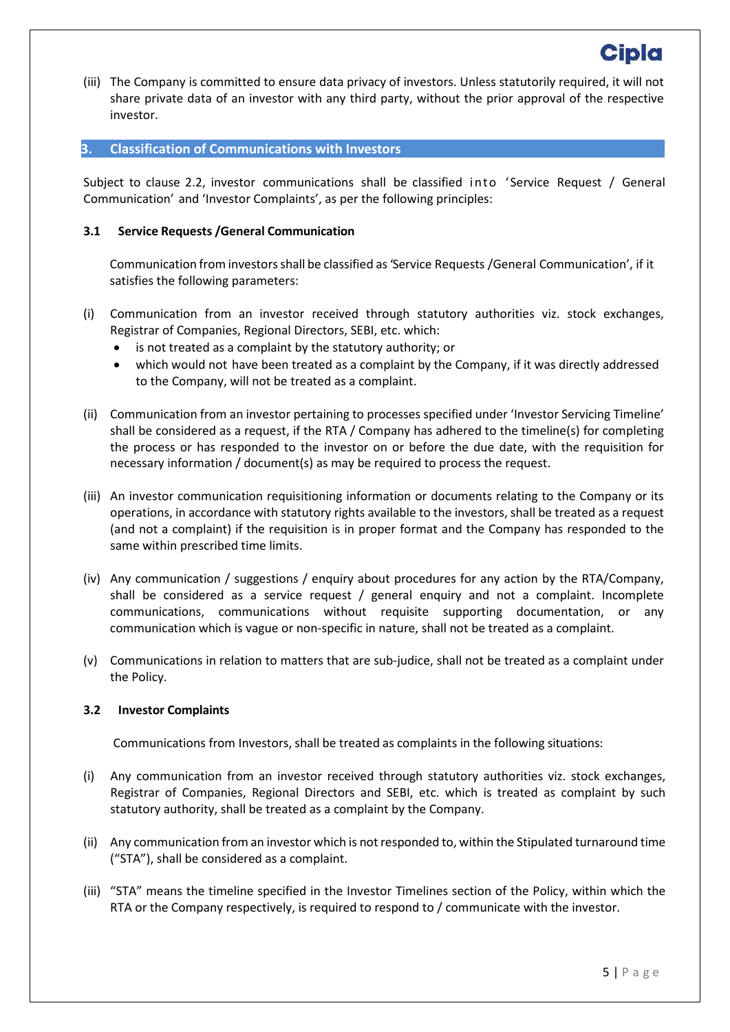(iii) The Company is committed to ensure data privacy of investors. Unless statutorily required, it will not share private data of an investor with any third party, without the prior approval of the respective investor.

## 3. Classification of Communications with Investors

Subject to clause 2.2, investor communications shall be classified into 'Service Request / General Communication' and 'Investor Complaints', as per the following principles:

### 3.1 Service Requests /General Communication

Communication from investors shall be classified as 'Service Requests /General Communication', if it satisfies the following parameters:

(i) Communication from an investor received through statutory authorities viz. stock exchanges, Registrar of Companies, Regional Directors, SEBI, etc. which:

- is not treated as a complaint by the statutory authority; or
- which would not have been treated as a complaint by the Company, if it was directly addressed to the Company, will not be treated as a complaint.

(ii) Communication from an investor pertaining to processes specified under 'Investor Servicing Timeline' shall be considered as a request, if the RTA / Company has adhered to the timeline(s) for completing the process or has responded to the investor on or before the due date, with the requisition for necessary information / document(s) as may be required to process the request.

(iii) An investor communication requisitioning information or documents relating to the Company or its operations, in accordance with statutory rights available to the investors, shall be treated as a request (and not a complaint) if the requisition is in proper format and the Company has responded to the same within prescribed time limits.

(iv) Any communication / suggestions / enquiry about procedures for any action by the RTA/Company, shall be considered as a service request / general enquiry and not a complaint. Incomplete communications, communications without requisite supporting documentation, or any communication which is vague or non-specific in nature, shall not be treated as a complaint.

(v) Communications in relation to matters that are sub-judice, shall not be treated as a complaint under the Policy.

### 3.2 Investor Complaints

Communications from Investors, shall be treated as complaints in the following situations:

(i) Any communication from an investor received through statutory authorities viz. stock exchanges, Registrar of Companies, Regional Directors and SEBI, etc. which is treated as complaint by such statutory authority, shall be treated as a complaint by the Company.

(ii) Any communication from an investor which is not responded to, within the Stipulated turnaround time ("STA"), shall be considered as a complaint.

(iii) "STA" means the timeline specified in the Investor Timelines section of the Policy, within which the RTA or the Company respectively, is required to respond to / communicate with the investor.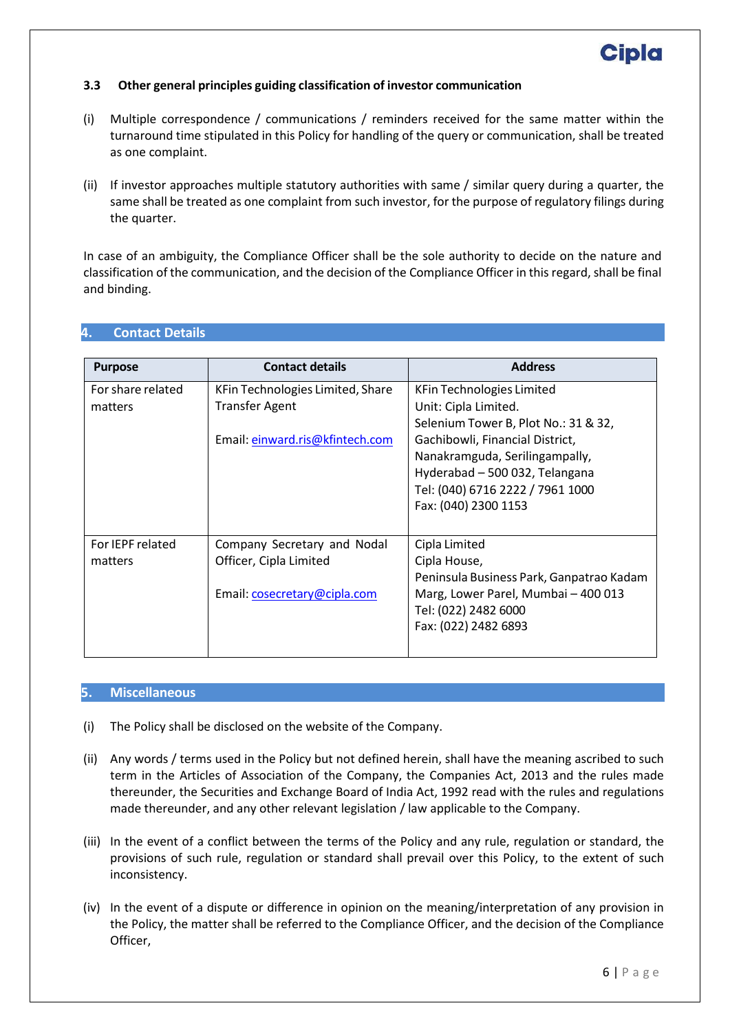### 3.3 Other general principles guiding classification of investor communication

(i) Multiple correspondence / communications / reminders received for the same matter within the turnaround time stipulated in this Policy for handling of the query or communication, shall be treated as one complaint.

(ii) If investor approaches multiple statutory authorities with same / similar query during a quarter, the same shall be treated as one complaint from such investor, for the purpose of regulatory filings during the quarter.

In case of an ambiguity, the Compliance Officer shall be the sole authority to decide on the nature and classification of the communication, and the decision of the Compliance Officer in this regard, shall be final and binding.

## 4. Contact Details

| Purpose | Contact details | Address |
|---|---|---|
| For share related matters | KFin Technologies Limited, Share Transfer Agent<br><br>Email: einward.ris@kfintech.com | KFin Technologies Limited<br>Unit: Cipla Limited.<br>Selenium Tower B, Plot No.: 31 & 32,<br>Gachibowli, Financial District,<br>Nanakramguda, Serilingampally,<br>Hyderabad – 500 032, Telangana<br>Tel: (040) 6716 2222 / 7961 1000<br>Fax: (040) 2300 1153 |
| For IEPF related matters | Company Secretary and Nodal Officer, Cipla Limited<br><br>Email: cosecretary@cipla.com | Cipla Limited<br>Cipla House,<br>Peninsula Business Park, Ganpatrao Kadam Marg, Lower Parel, Mumbai – 400 013<br>Tel: (022) 2482 6000<br>Fax: (022) 2482 6893 |

## 5. Miscellaneous

(i) The Policy shall be disclosed on the website of the Company.

(ii) Any words / terms used in the Policy but not defined herein, shall have the meaning ascribed to such term in the Articles of Association of the Company, the Companies Act, 2013 and the rules made thereunder, the Securities and Exchange Board of India Act, 1992 read with the rules and regulations made thereunder, and any other relevant legislation / law applicable to the Company.

(iii) In the event of a conflict between the terms of the Policy and any rule, regulation or standard, the provisions of such rule, regulation or standard shall prevail over this Policy, to the extent of such inconsistency.

(iv) In the event of a dispute or difference in opinion on the meaning/interpretation of any provision in the Policy, the matter shall be referred to the Compliance Officer, and the decision of the Compliance Officer,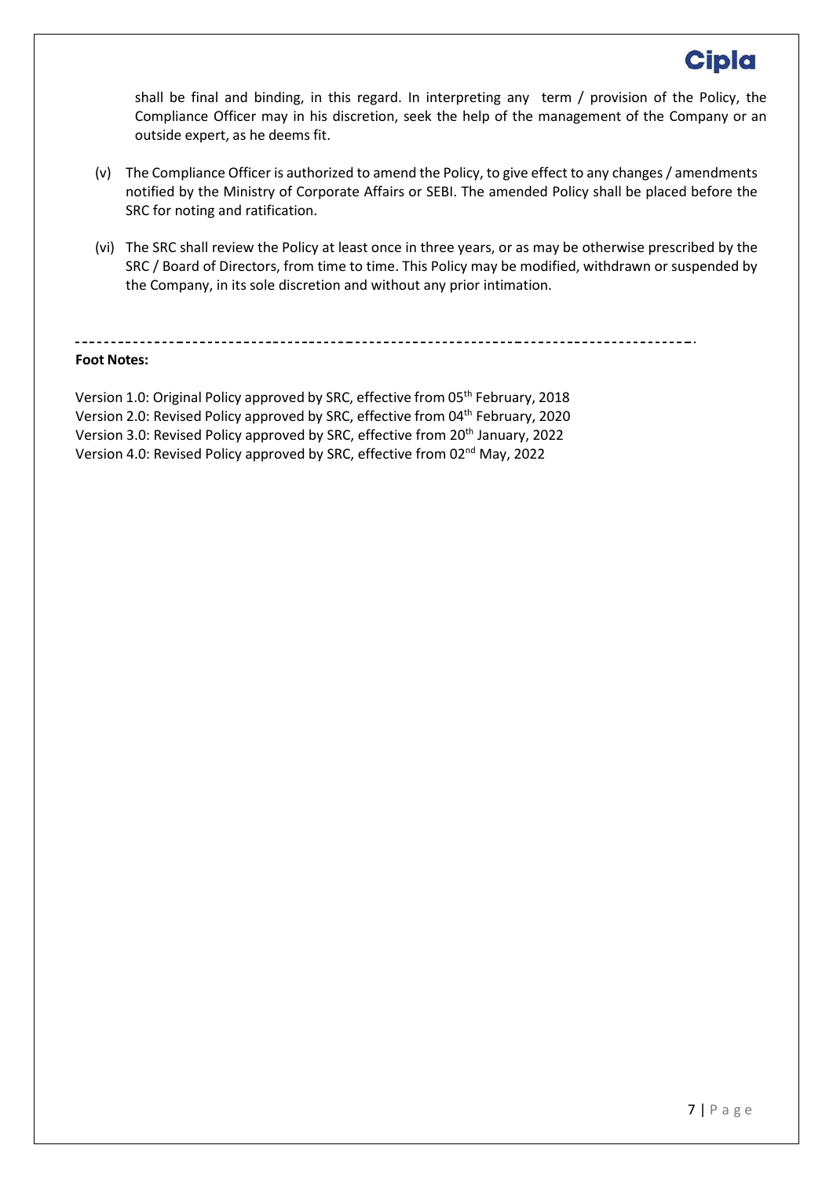shall be final and binding, in this regard. In interpreting any term / provision of the Policy, the Compliance Officer may in his discretion, seek the help of the management of the Company or an outside expert, as he deems fit.

(v) The Compliance Officer is authorized to amend the Policy, to give effect to any changes / amendments notified by the Ministry of Corporate Affairs or SEBI. The amended Policy shall be placed before the SRC for noting and ratification.

(vi) The SRC shall review the Policy at least once in three years, or as may be otherwise prescribed by the SRC / Board of Directors, from time to time. This Policy may be modified, withdrawn or suspended by the Company, in its sole discretion and without any prior intimation.

---

**Foot Notes:**

Version 1.0: Original Policy approved by SRC, effective from 05th February, 2018
Version 2.0: Revised Policy approved by SRC, effective from 04th February, 2020
Version 3.0: Revised Policy approved by SRC, effective from 20th January, 2022
Version 4.0: Revised Policy approved by SRC, effective from 02nd May, 2022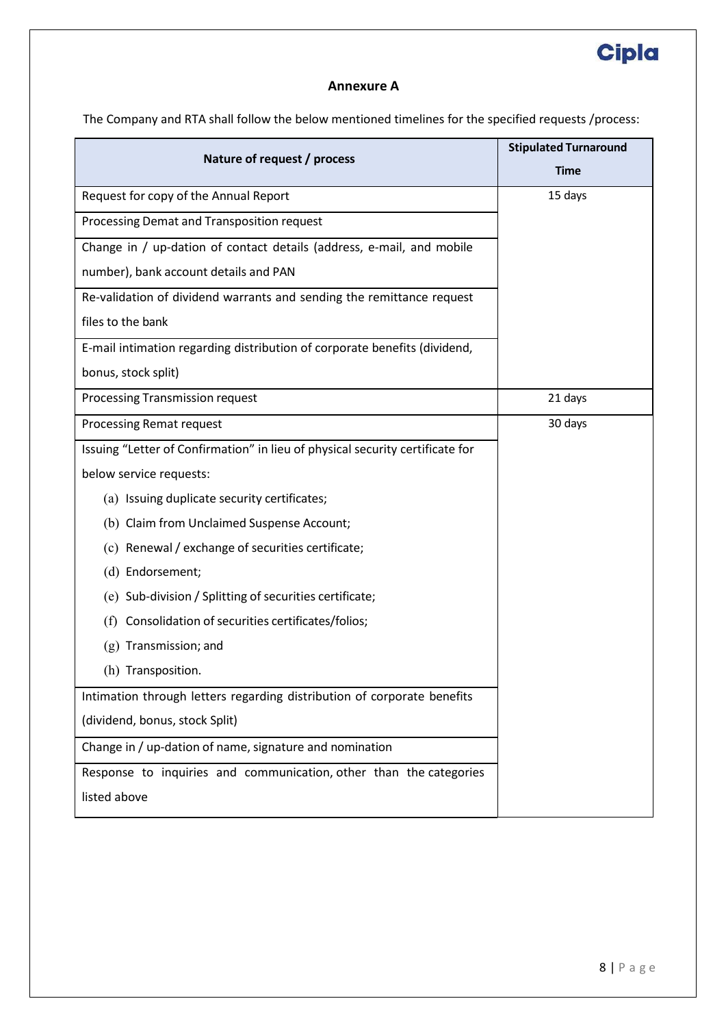## Annexure A

The Company and RTA shall follow the below mentioned timelines for the specified requests /process:

| Nature of request / process | Stipulated Turnaround Time |
|---|---|
| Request for copy of the Annual Report | 15 days |
| Processing Demat and Transposition request | |
| Change in / up-dation of contact details (address, e-mail, and mobile number), bank account details and PAN | |
| Re-validation of dividend warrants and sending the remittance request files to the bank | |
| E-mail intimation regarding distribution of corporate benefits (dividend, bonus, stock split) | |
| Processing Transmission request | 21 days |
| Processing Remat request | 30 days |
| Issuing "Letter of Confirmation" in lieu of physical security certificate for below service requests: (a) Issuing duplicate security certificates; (b) Claim from Unclaimed Suspense Account; (c) Renewal / exchange of securities certificate; (d) Endorsement; (e) Sub-division / Splitting of securities certificate; (f) Consolidation of securities certificates/folios; (g) Transmission; and (h) Transposition. | |
| Intimation through letters regarding distribution of corporate benefits (dividend, bonus, stock Split) | |
| Change in / up-dation of name, signature and nomination | |
| Response to inquiries and communication, other than the categories listed above | |